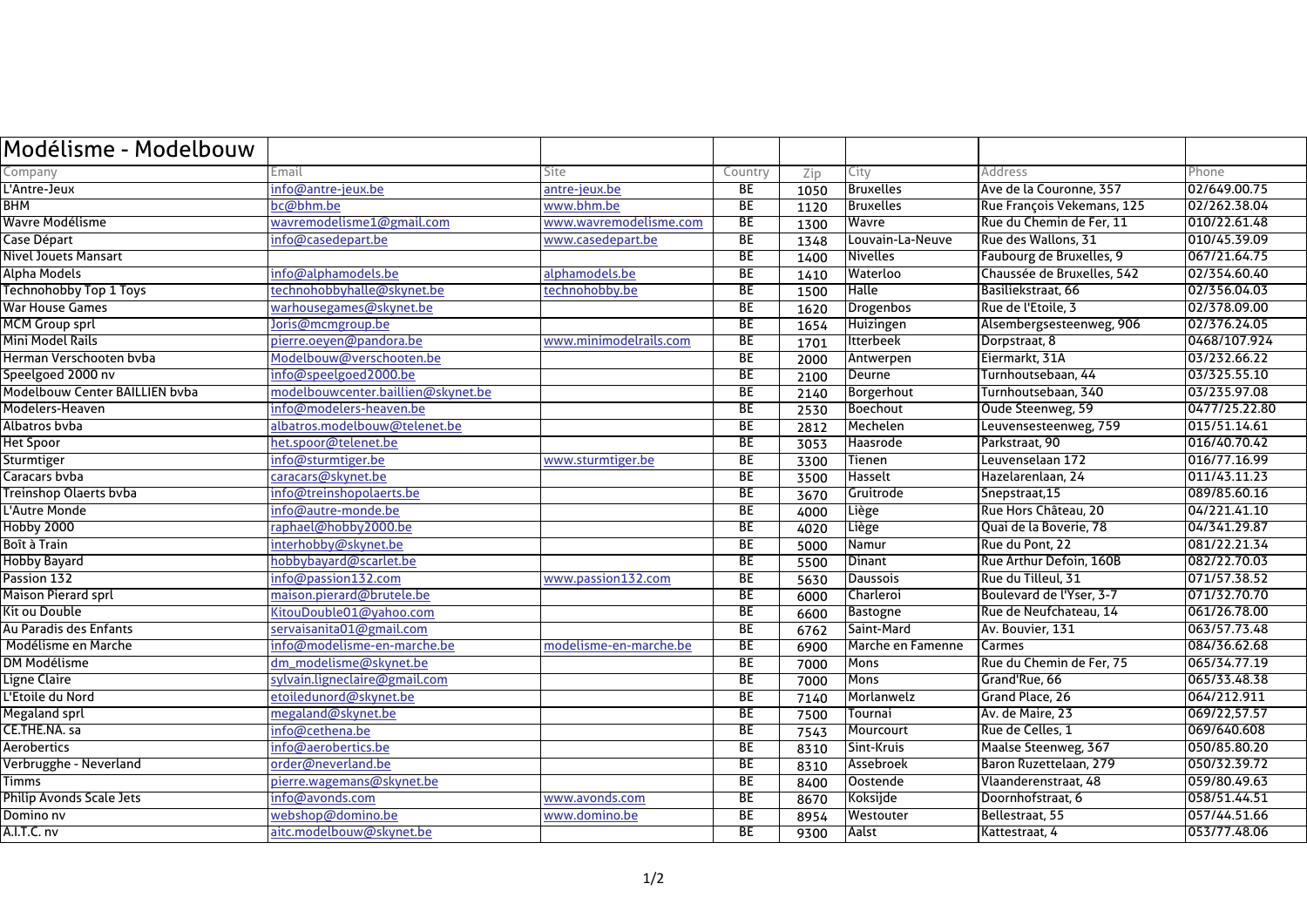# Modélisme - Modelbouw

| Company | Email | Site | Country | Zip | City | Address | Phone |
|---|---|---|---|---|---|---|---|
| L'Antre-Jeux | info@antre-jeux.be | antre-jeux.be | BE | 1050 | Bruxelles | Ave de la Couronne, 357 | 02/649.00.75 |
| BHM | bc@bhm.be | www.bhm.be | BE | 1120 | Bruxelles | Rue François Vekemans, 125 | 02/262.38.04 |
| Wavre Modélisme | wavremodelisme1@gmail.com | www.wavremodelisme.com | BE | 1300 | Wavre | Rue du Chemin de Fer, 11 | 010/22.61.48 |
| Case Départ | info@casedepart.be | www.casedepart.be | BE | 1348 | Louvain-La-Neuve | Rue des Wallons, 31 | 010/45.39.09 |
| Nivel Jouets Mansart | | | BE | 1400 | Nivelles | Faubourg de Bruxelles, 9 | 067/21.64.75 |
| Alpha Models | info@alphamodels.be | alphamodels.be | BE | 1410 | Waterloo | Chaussée de Bruxelles, 542 | 02/354.60.40 |
| Technohobby Top 1 Toys | technohobbyhalle@skynet.be | technohobby.be | BE | 1500 | Halle | Basiliekstraat, 66 | 02/356.04.03 |
| War House Games | warhousegames@skynet.be | | BE | 1620 | Drogenbos | Rue de l'Etoile, 3 | 02/378.09.00 |
| MCM Group sprl | Joris@mcmgroup.be | | BE | 1654 | Huizingen | Alsembergsesteenweg, 906 | 02/376.24.05 |
| Mini Model Rails | pierre.oeyen@pandora.be | www.minimodelrails.com | BE | 1701 | Itterbeek | Dorpstraat, 8 | 0468/107.924 |
| Herman Verschooten bvba | Modelbouw@verschooten.be | | BE | 2000 | Antwerpen | Eiermarkt, 31A | 03/232.66.22 |
| Speelgoed 2000 nv | info@speelgoed2000.be | | BE | 2100 | Deurne | Turnhoutsebaan, 44 | 03/325.55.10 |
| Modelbouw Center BAILLIEN bvba | modelbouwcenter.baillien@skynet.be | | BE | 2140 | Borgerhout | Turnhoutsebaan, 340 | 03/235.97.08 |
| Modelers-Heaven | info@modelers-heaven.be | | BE | 2530 | Boechout | Oude Steenweg, 59 | 0477/25.22.80 |
| Albatros bvba | albatros.modelbouw@telenet.be | | BE | 2812 | Mechelen | Leuvensesteenweg, 759 | 015/51.14.61 |
| Het Spoor | het.spoor@telenet.be | | BE | 3053 | Haasrode | Parkstraat, 90 | 016/40.70.42 |
| Sturmtiger | info@sturmtiger.be | www.sturmtiger.be | BE | 3300 | Tienen | Leuvenselaan 172 | 016/77.16.99 |
| Caracars bvba | caracars@skynet.be | | BE | 3500 | Hasselt | Hazelarenlaan, 24 | 011/43.11.23 |
| Treinshop Olaerts bvba | info@treinshopolaerts.be | | BE | 3670 | Gruitrode | Snepstraat,15 | 089/85.60.16 |
| L'Autre Monde | info@autre-monde.be | | BE | 4000 | Liège | Rue Hors Château, 20 | 04/221.41.10 |
| Hobby 2000 | raphael@hobby2000.be | | BE | 4020 | Liège | Quai de la Boverie, 78 | 04/341.29.87 |
| Boît à Train | interhobby@skynet.be | | BE | 5000 | Namur | Rue du Pont, 22 | 081/22.21.34 |
| Hobby Bayard | hobbybayard@scarlet.be | | BE | 5500 | Dinant | Rue Arthur Defoin, 160B | 082/22.70.03 |
| Passion 132 | info@passion132.com | www.passion132.com | BE | 5630 | Daussois | Rue du Tilleul, 31 | 071/57.38.52 |
| Maison Pierard sprl | maison.pierard@brutele.be | | BE | 6000 | Charleroi | Boulevard de l'Yser, 3-7 | 071/32.70.70 |
| Kit ou Double | KitouDouble01@yahoo.com | | BE | 6600 | Bastogne | Rue de Neufchateau, 14 | 061/26.78.00 |
| Au Paradis des Enfants | servaisanita01@gmail.com | | BE | 6762 | Saint-Mard | Av. Bouvier, 131 | 063/57.73.48 |
| Modélisme en Marche | info@modelisme-en-marche.be | modelisme-en-marche.be | BE | 6900 | Marche en Famenne | Carmes | 084/36.62.68 |
| DM Modélisme | dm_modelisme@skynet.be | | BE | 7000 | Mons | Rue du Chemin de Fer, 75 | 065/34.77.19 |
| Ligne Claire | sylvain.ligneclaire@gmail.com | | BE | 7000 | Mons | Grand'Rue, 66 | 065/33.48.38 |
| L'Etoile du Nord | etoiledunord@skynet.be | | BE | 7140 | Morlanwelz | Grand Place, 26 | 064/212.911 |
| Megaland sprl | megaland@skynet.be | | BE | 7500 | Tournai | Av. de Maire, 23 | 069/22,57.57 |
| CE.THE.NA. sa | info@cethena.be | | BE | 7543 | Mourcourt | Rue de Celles, 1 | 069/640.608 |
| Aerobertics | info@aerobertics.be | | BE | 8310 | Sint-Kruis | Maalse Steenweg, 367 | 050/85.80.20 |
| Verbrugghe - Neverland | order@neverland.be | | BE | 8310 | Assebroek | Baron Ruzettelaan, 279 | 050/32.39.72 |
| Timms | pierre.wagemans@skynet.be | | BE | 8400 | Oostende | Vlaanderenstraat, 48 | 059/80.49.63 |
| Philip Avonds Scale Jets | info@avonds.com | www.avonds.com | BE | 8670 | Koksijde | Doornhofstraat, 6 | 058/51.44.51 |
| Domino nv | webshop@domino.be | www.domino.be | BE | 8954 | Westouter | Bellestraat, 55 | 057/44.51.66 |
| A.I.T.C. nv | aitc.modelbouw@skynet.be | | BE | 9300 | Aalst | Kattestraat, 4 | 053/77.48.06 |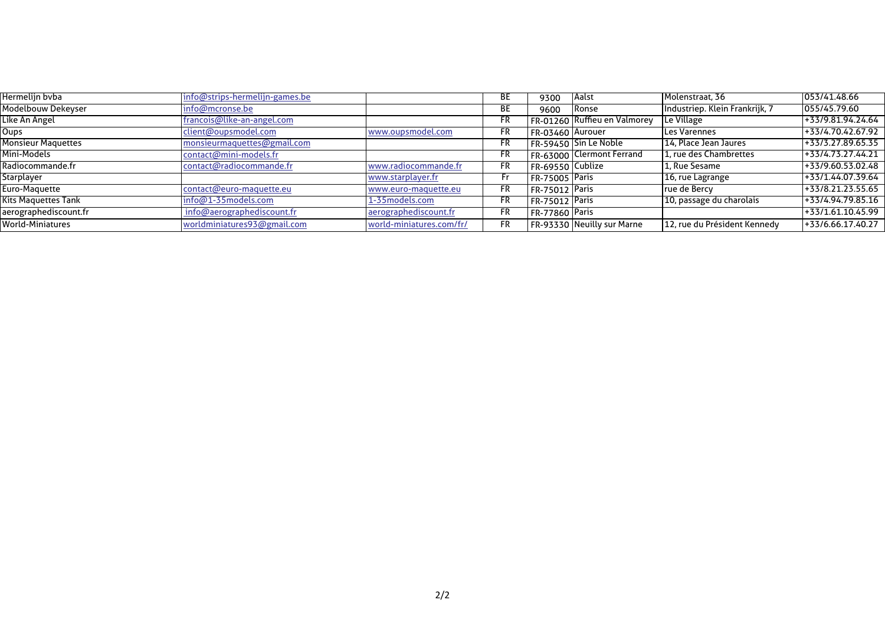| | | | | | | | |
|---|---|---|---|---|---|---|---|
| Hermelijn bvba | info@strips-hermelijn-games.be | | BE | 9300 | Aalst | Molenstraat, 36 | 053/41.48.66 |
| Modelbouw Dekeyser | info@mcronse.be | | BE | 9600 | Ronse | Industriep. Klein Frankrijk, 7 | 055/45.79.60 |
| Like An Angel | francois@like-an-angel.com | | FR | FR-01260 | Ruffieu en Valmorey | Le Village | +33/9.81.94.24.64 |
| Oups | client@oupsmodel.com | www.oupsmodel.com | FR | FR-03460 | Aurouer | Les Varennes | +33/4.70.42.67.92 |
| Monsieur Maquettes | monsieurmaquettes@gmail.com | | FR | FR-59450 | Sin Le Noble | 14, Place Jean Jaures | +33/3.27.89.65.35 |
| Mini-Models | contact@mini-models.fr | | FR | FR-63000 | Clermont Ferrand | 1, rue des Chambrettes | +33/4.73.27.44.21 |
| Radiocommande.fr | contact@radiocommande.fr | www.radiocommande.fr | FR | FR-69550 | Cublize | 1, Rue Sesame | +33/9.60.53.02.48 |
| Starplayer | | www.starplayer.fr | Fr | FR-75005 | Paris | 16, rue Lagrange | +33/1.44.07.39.64 |
| Euro-Maquette | contact@euro-maquette.eu | www.euro-maquette.eu | FR | FR-75012 | Paris | rue de Bercy | +33/8.21.23.55.65 |
| Kits Maquettes Tank | info@1-35models.com | 1-35models.com | FR | FR-75012 | Paris | 10, passage du charolais | +33/4.94.79.85.16 |
| aerographediscount.fr | info@aerographediscount.fr | aerographediscount.fr | FR | FR-77860 | Paris | | +33/1.61.10.45.99 |
| World-Miniatures | worldminiatures93@gmail.com | world-miniatures.com/fr/ | FR | FR-93330 | Neuilly sur Marne | 12, rue du Président Kennedy | +33/6.66.17.40.27 |